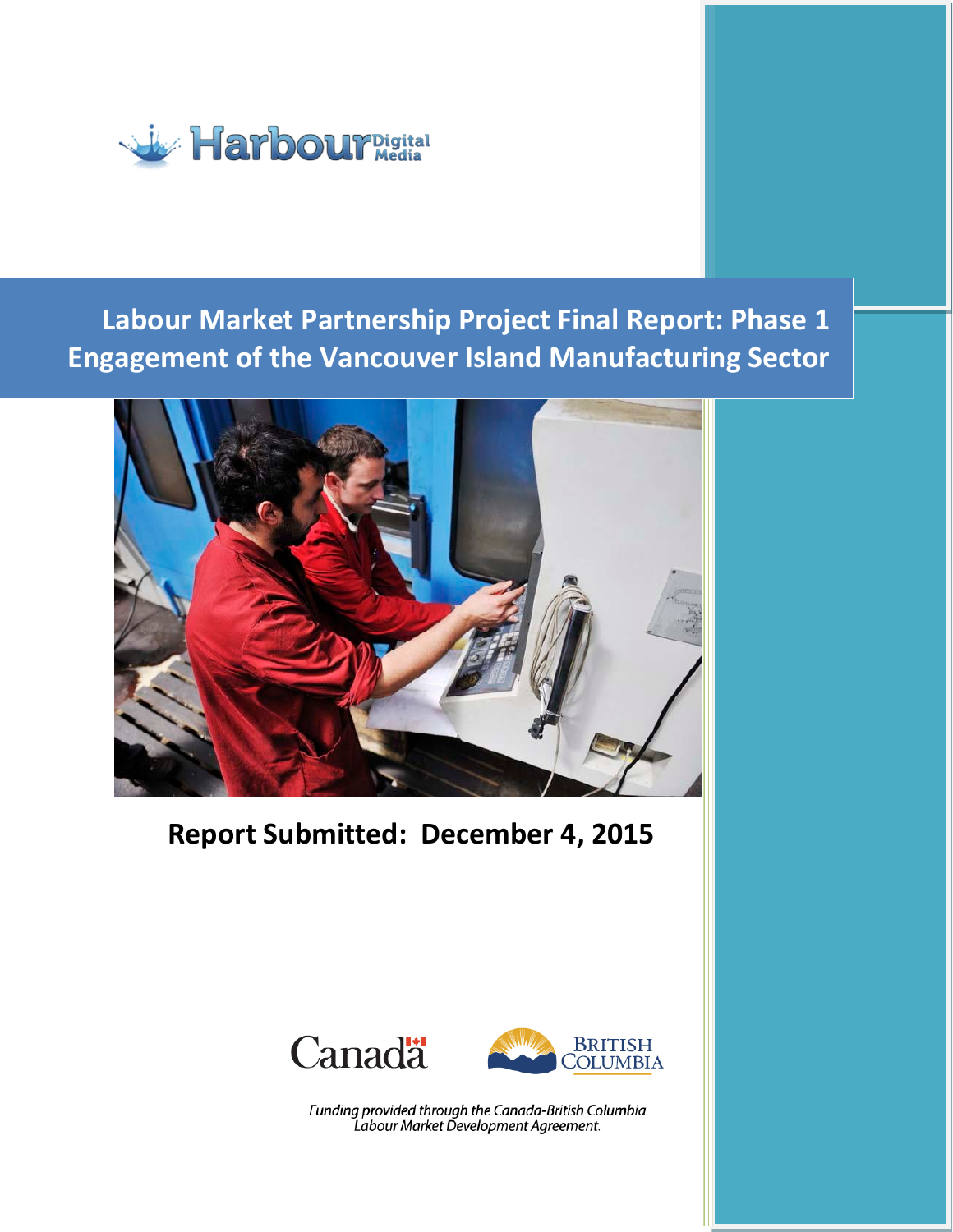Harbour Digital Media

# Labour Market Partnership Project Final Report: Phase 1 Engagement of the Vancouver Island Manufacturing Sector

**Report Submitted: December 4, 2015**

Canada

British Columbia

*Funding provided through the Canada-British Columbia Labour Market Development Agreement.*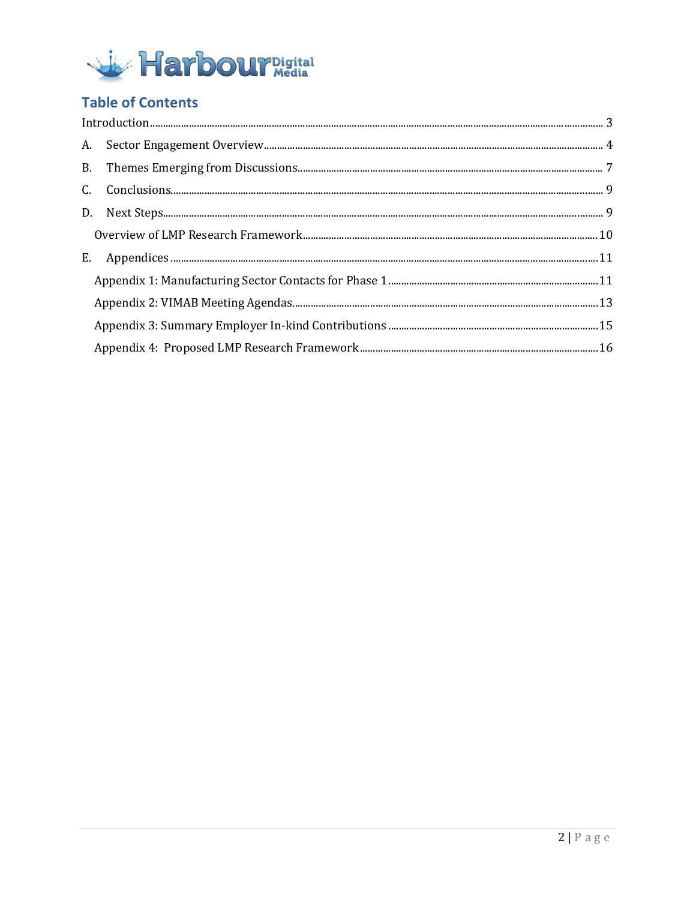## Table of Contents

Introduction ........ 3

A. Sector Engagement Overview ........ 4

B. Themes Emerging from Discussions ........ 7

C. Conclusions ........ 9

D. Next Steps ........ 9

- Overview of LMP Research Framework ........ 10

E. Appendices ........ 11

- Appendix 1: Manufacturing Sector Contacts for Phase 1 ........ 11
- Appendix 2: VIMAB Meeting Agendas ........ 13
- Appendix 3: Summary Employer In-kind Contributions ........ 15
- Appendix 4: Proposed LMP Research Framework ........ 16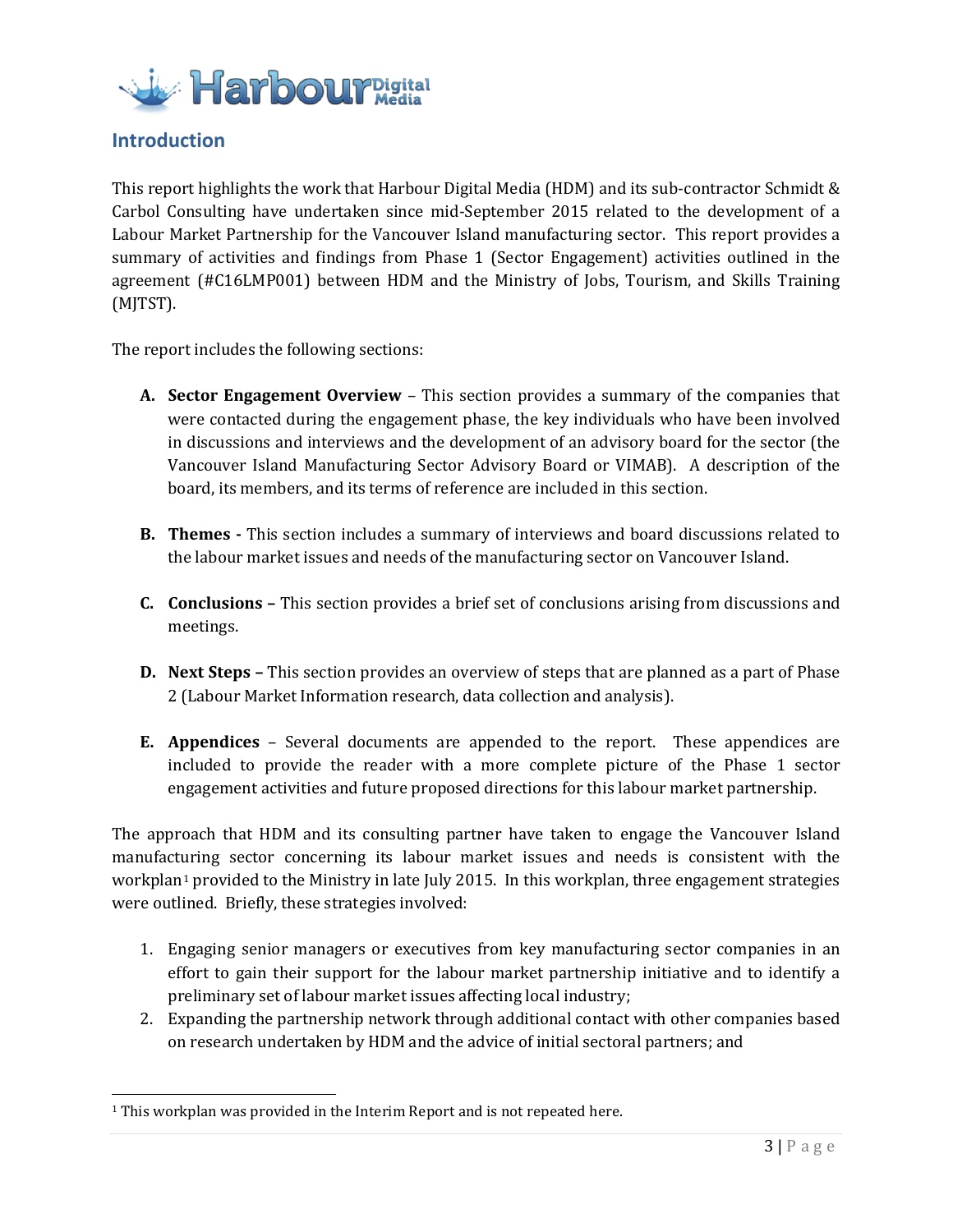## Introduction

This report highlights the work that Harbour Digital Media (HDM) and its sub-contractor Schmidt & Carbol Consulting have undertaken since mid-September 2015 related to the development of a Labour Market Partnership for the Vancouver Island manufacturing sector. This report provides a summary of activities and findings from Phase 1 (Sector Engagement) activities outlined in the agreement (#C16LMP001) between HDM and the Ministry of Jobs, Tourism, and Skills Training (MJTST).

The report includes the following sections:

**A. Sector Engagement Overview** – This section provides a summary of the companies that were contacted during the engagement phase, the key individuals who have been involved in discussions and interviews and the development of an advisory board for the sector (the Vancouver Island Manufacturing Sector Advisory Board or VIMAB). A description of the board, its members, and its terms of reference are included in this section.

**B. Themes -** This section includes a summary of interviews and board discussions related to the labour market issues and needs of the manufacturing sector on Vancouver Island.

**C. Conclusions –** This section provides a brief set of conclusions arising from discussions and meetings.

**D. Next Steps –** This section provides an overview of steps that are planned as a part of Phase 2 (Labour Market Information research, data collection and analysis).

**E. Appendices** – Several documents are appended to the report. These appendices are included to provide the reader with a more complete picture of the Phase 1 sector engagement activities and future proposed directions for this labour market partnership.

The approach that HDM and its consulting partner have taken to engage the Vancouver Island manufacturing sector concerning its labour market issues and needs is consistent with the workplan[1] provided to the Ministry in late July 2015. In this workplan, three engagement strategies were outlined. Briefly, these strategies involved:

1. Engaging senior managers or executives from key manufacturing sector companies in an effort to gain their support for the labour market partnership initiative and to identify a preliminary set of labour market issues affecting local industry;
2. Expanding the partnership network through additional contact with other companies based on research undertaken by HDM and the advice of initial sectoral partners; and

[1] This workplan was provided in the Interim Report and is not repeated here.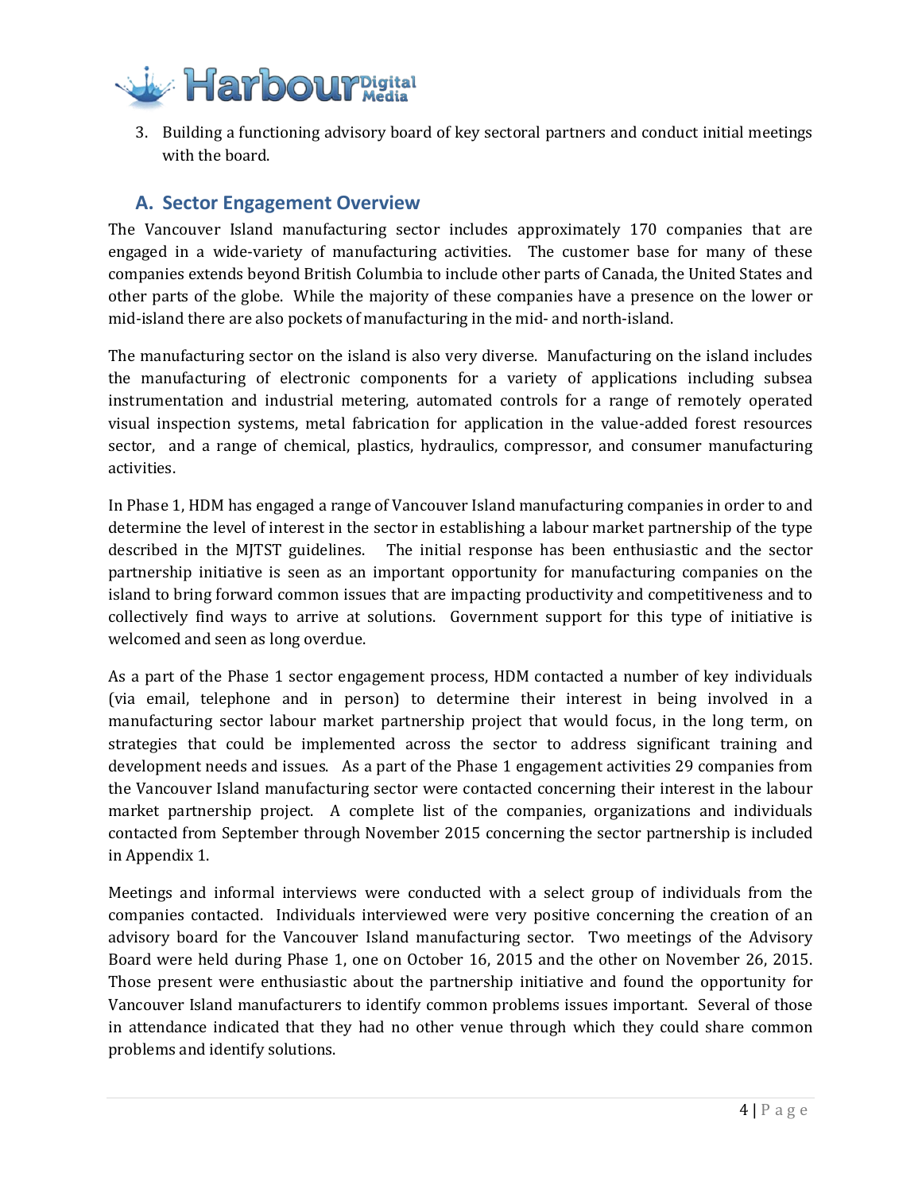3. Building a functioning advisory board of key sectoral partners and conduct initial meetings with the board.

## A. Sector Engagement Overview

The Vancouver Island manufacturing sector includes approximately 170 companies that are engaged in a wide-variety of manufacturing activities. The customer base for many of these companies extends beyond British Columbia to include other parts of Canada, the United States and other parts of the globe. While the majority of these companies have a presence on the lower or mid-island there are also pockets of manufacturing in the mid- and north-island.

The manufacturing sector on the island is also very diverse. Manufacturing on the island includes the manufacturing of electronic components for a variety of applications including subsea instrumentation and industrial metering, automated controls for a range of remotely operated visual inspection systems, metal fabrication for application in the value-added forest resources sector, and a range of chemical, plastics, hydraulics, compressor, and consumer manufacturing activities.

In Phase 1, HDM has engaged a range of Vancouver Island manufacturing companies in order to and determine the level of interest in the sector in establishing a labour market partnership of the type described in the MJTST guidelines. The initial response has been enthusiastic and the sector partnership initiative is seen as an important opportunity for manufacturing companies on the island to bring forward common issues that are impacting productivity and competitiveness and to collectively find ways to arrive at solutions. Government support for this type of initiative is welcomed and seen as long overdue.

As a part of the Phase 1 sector engagement process, HDM contacted a number of key individuals (via email, telephone and in person) to determine their interest in being involved in a manufacturing sector labour market partnership project that would focus, in the long term, on strategies that could be implemented across the sector to address significant training and development needs and issues. As a part of the Phase 1 engagement activities 29 companies from the Vancouver Island manufacturing sector were contacted concerning their interest in the labour market partnership project. A complete list of the companies, organizations and individuals contacted from September through November 2015 concerning the sector partnership is included in Appendix 1.

Meetings and informal interviews were conducted with a select group of individuals from the companies contacted. Individuals interviewed were very positive concerning the creation of an advisory board for the Vancouver Island manufacturing sector. Two meetings of the Advisory Board were held during Phase 1, one on October 16, 2015 and the other on November 26, 2015. Those present were enthusiastic about the partnership initiative and found the opportunity for Vancouver Island manufacturers to identify common problems issues important. Several of those in attendance indicated that they had no other venue through which they could share common problems and identify solutions.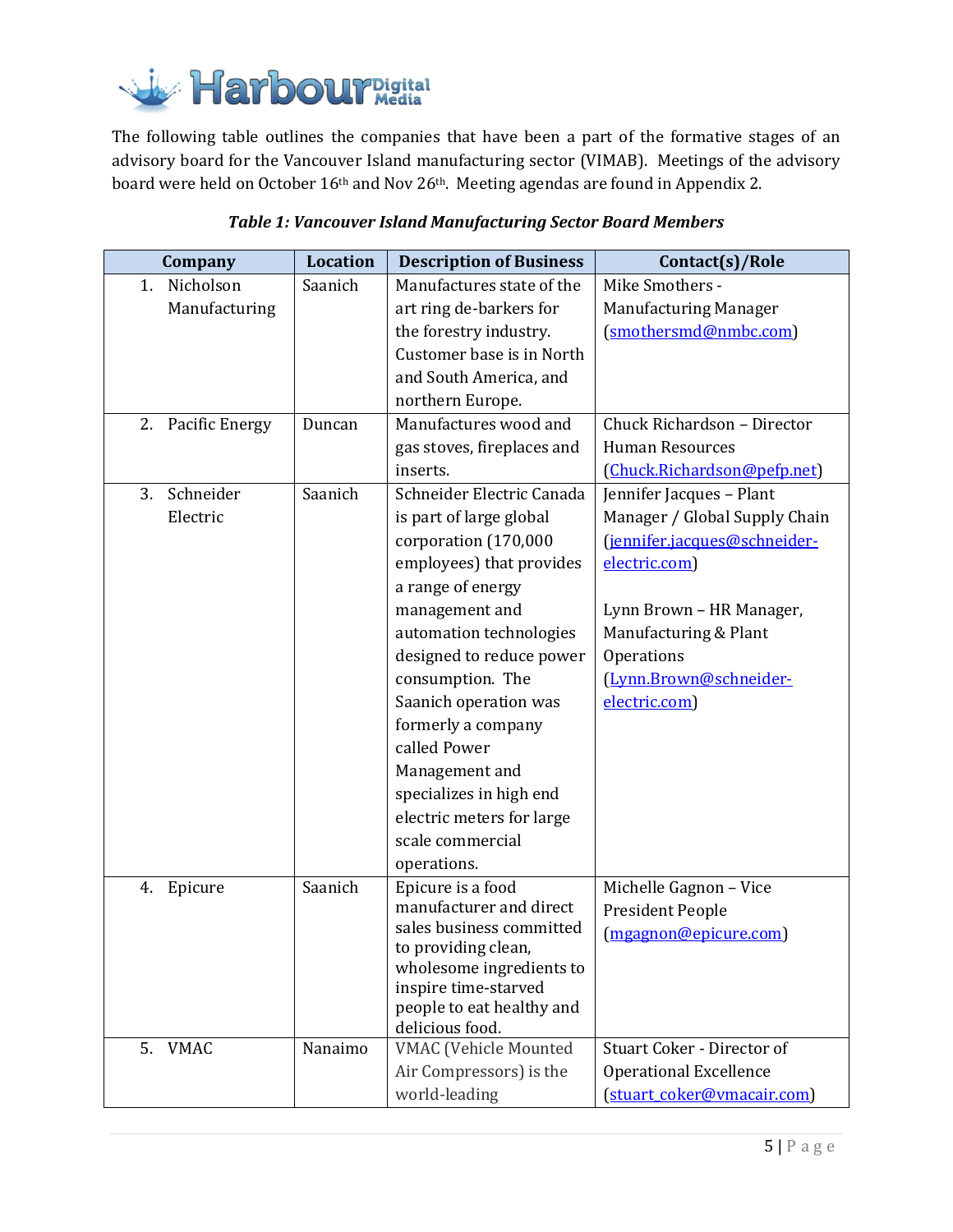The following table outlines the companies that have been a part of the formative stages of an advisory board for the Vancouver Island manufacturing sector (VIMAB). Meetings of the advisory board were held on October 16th and Nov 26th. Meeting agendas are found in Appendix 2.

***Table 1: Vancouver Island Manufacturing Sector Board Members***

| Company | Location | Description of Business | Contact(s)/Role |
|---|---|---|---|
| 1. Nicholson Manufacturing | Saanich | Manufactures state of the art ring de-barkers for the forestry industry. Customer base is in North and South America, and northern Europe. | Mike Smothers - Manufacturing Manager (smothersmd@nmbc.com) |
| 2. Pacific Energy | Duncan | Manufactures wood and gas stoves, fireplaces and inserts. | Chuck Richardson – Director Human Resources (Chuck.Richardson@pefp.net) |
| 3. Schneider Electric | Saanich | Schneider Electric Canada is part of large global corporation (170,000 employees) that provides a range of energy management and automation technologies designed to reduce power consumption. The Saanich operation was formerly a company called Power Management and specializes in high end electric meters for large scale commercial operations. | Jennifer Jacques – Plant Manager / Global Supply Chain (jennifer.jacques@schneider-electric.com)<br><br>Lynn Brown – HR Manager, Manufacturing & Plant Operations (Lynn.Brown@schneider-electric.com) |
| 4. Epicure | Saanich | Epicure is a food manufacturer and direct sales business committed to providing clean, wholesome ingredients to inspire time-starved people to eat healthy and delicious food. | Michelle Gagnon – Vice President People (mgagnon@epicure.com) |
| 5. VMAC | Nanaimo | VMAC (Vehicle Mounted Air Compressors) is the world-leading | Stuart Coker - Director of Operational Excellence (stuart_coker@vmacair.com) |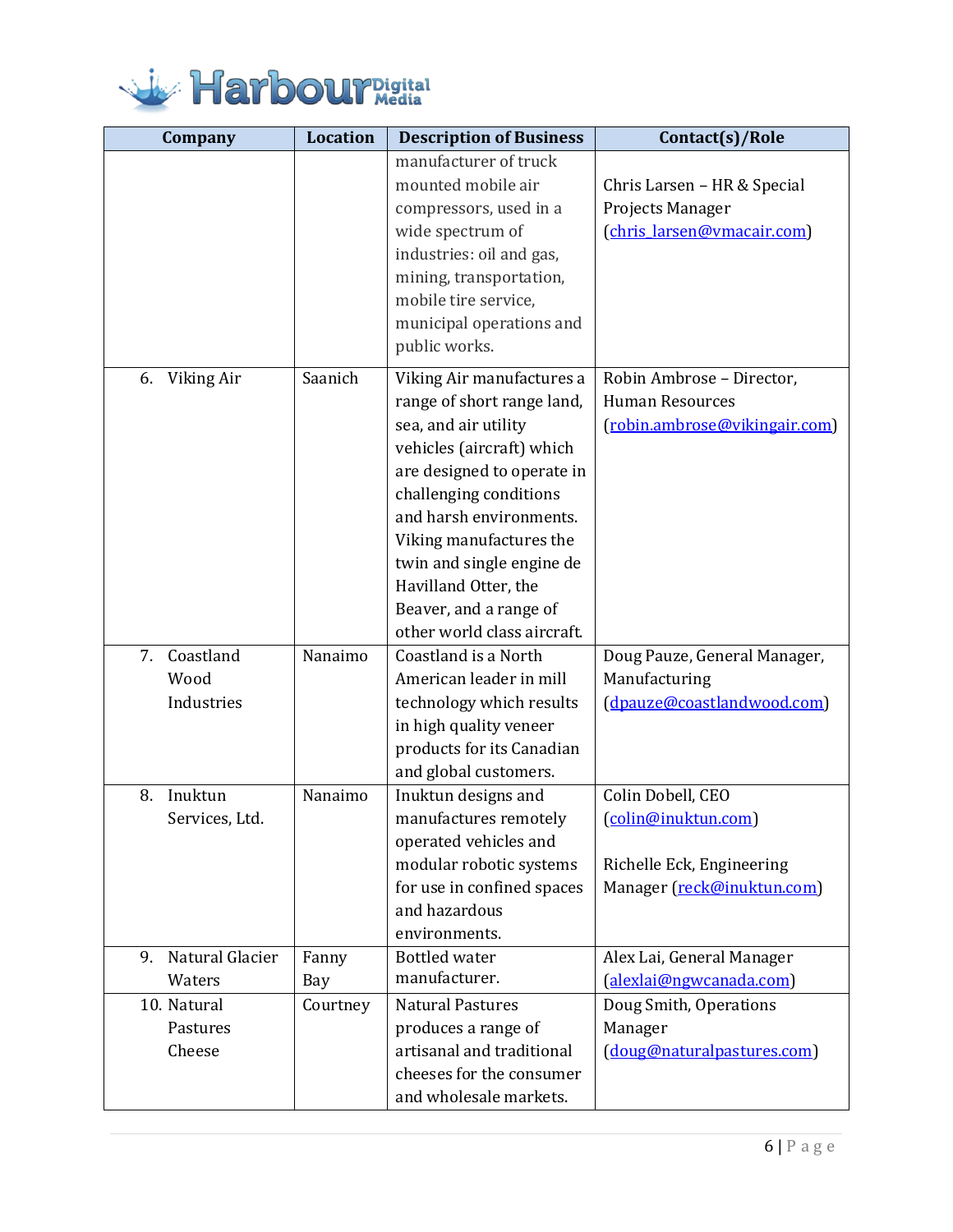| Company | Location | Description of Business | Contact(s)/Role |
|---|---|---|---|
| | | manufacturer of truck mounted mobile air compressors, used in a wide spectrum of industries: oil and gas, mining, transportation, mobile tire service, municipal operations and public works. | Chris Larsen – HR & Special Projects Manager (chris_larsen@vmacair.com) |
| 6. Viking Air | Saanich | Viking Air manufactures a range of short range land, sea, and air utility vehicles (aircraft) which are designed to operate in challenging conditions and harsh environments. Viking manufactures the twin and single engine de Havilland Otter, the Beaver, and a range of other world class aircraft. | Robin Ambrose – Director, Human Resources (robin.ambrose@vikingair.com) |
| 7. Coastland Wood Industries | Nanaimo | Coastland is a North American leader in mill technology which results in high quality veneer products for its Canadian and global customers. | Doug Pauze, General Manager, Manufacturing (dpauze@coastlandwood.com) |
| 8. Inuktun Services, Ltd. | Nanaimo | Inuktun designs and manufactures remotely operated vehicles and modular robotic systems for use in confined spaces and hazardous environments. | Colin Dobell, CEO (colin@inuktun.com)<br><br>Richelle Eck, Engineering Manager (reck@inuktun.com) |
| 9. Natural Glacier Waters | Fanny Bay | Bottled water manufacturer. | Alex Lai, General Manager (alexlai@ngwcanada.com) |
| 10. Natural Pastures Cheese | Courtney | Natural Pastures produces a range of artisanal and traditional cheeses for the consumer and wholesale markets. | Doug Smith, Operations Manager (doug@naturalpastures.com) |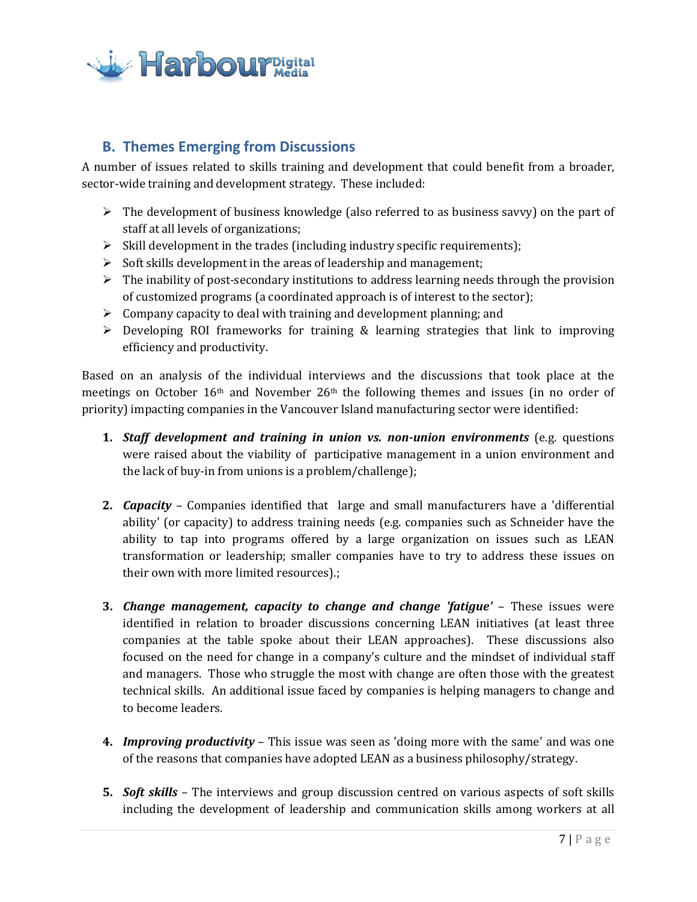## B. Themes Emerging from Discussions

A number of issues related to skills training and development that could benefit from a broader, sector-wide training and development strategy. These included:

- The development of business knowledge (also referred to as business savvy) on the part of staff at all levels of organizations;
- Skill development in the trades (including industry specific requirements);
- Soft skills development in the areas of leadership and management;
- The inability of post-secondary institutions to address learning needs through the provision of customized programs (a coordinated approach is of interest to the sector);
- Company capacity to deal with training and development planning; and
- Developing ROI frameworks for training & learning strategies that link to improving efficiency and productivity.

Based on an analysis of the individual interviews and the discussions that took place at the meetings on October 16th and November 26th the following themes and issues (in no order of priority) impacting companies in the Vancouver Island manufacturing sector were identified:

1. ***Staff development and training in union vs. non-union environments*** (e.g. questions were raised about the viability of participative management in a union environment and the lack of buy-in from unions is a problem/challenge);

2. ***Capacity*** – Companies identified that large and small manufacturers have a 'differential ability' (or capacity) to address training needs (e.g. companies such as Schneider have the ability to tap into programs offered by a large organization on issues such as LEAN transformation or leadership; smaller companies have to try to address these issues on their own with more limited resources).;

3. ***Change management, capacity to change and change 'fatigue'*** – These issues were identified in relation to broader discussions concerning LEAN initiatives (at least three companies at the table spoke about their LEAN approaches). These discussions also focused on the need for change in a company's culture and the mindset of individual staff and managers. Those who struggle the most with change are often those with the greatest technical skills. An additional issue faced by companies is helping managers to change and to become leaders.

4. ***Improving productivity*** – This issue was seen as 'doing more with the same' and was one of the reasons that companies have adopted LEAN as a business philosophy/strategy.

5. ***Soft skills*** – The interviews and group discussion centred on various aspects of soft skills including the development of leadership and communication skills among workers at all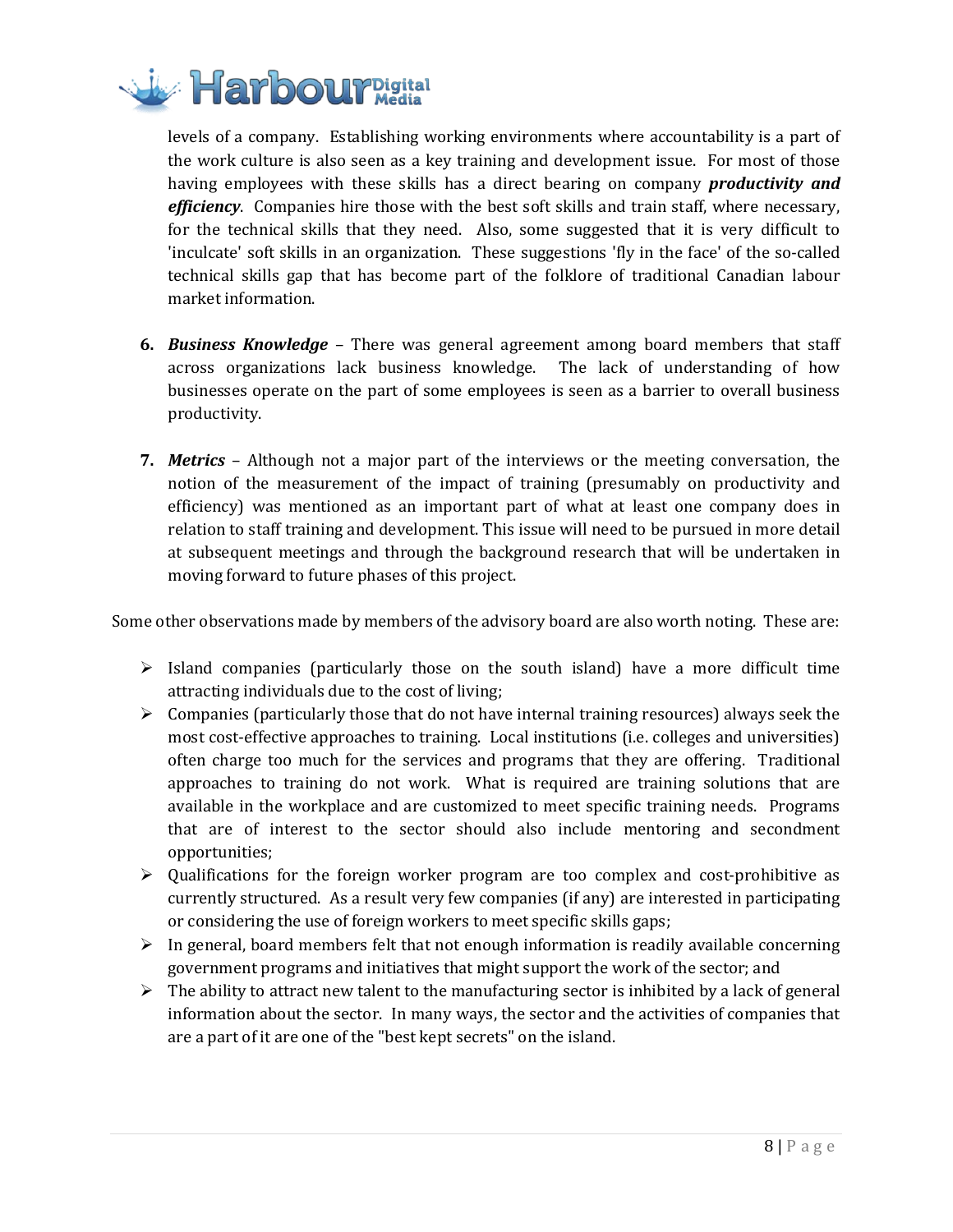levels of a company. Establishing working environments where accountability is a part of the work culture is also seen as a key training and development issue. For most of those having employees with these skills has a direct bearing on company ***productivity and efficiency***. Companies hire those with the best soft skills and train staff, where necessary, for the technical skills that they need. Also, some suggested that it is very difficult to 'inculcate' soft skills in an organization. These suggestions 'fly in the face' of the so-called technical skills gap that has become part of the folklore of traditional Canadian labour market information.

6. ***Business Knowledge*** – There was general agreement among board members that staff across organizations lack business knowledge. The lack of understanding of how businesses operate on the part of some employees is seen as a barrier to overall business productivity.

7. ***Metrics*** – Although not a major part of the interviews or the meeting conversation, the notion of the measurement of the impact of training (presumably on productivity and efficiency) was mentioned as an important part of what at least one company does in relation to staff training and development. This issue will need to be pursued in more detail at subsequent meetings and through the background research that will be undertaken in moving forward to future phases of this project.

Some other observations made by members of the advisory board are also worth noting. These are:

- Island companies (particularly those on the south island) have a more difficult time attracting individuals due to the cost of living;
- Companies (particularly those that do not have internal training resources) always seek the most cost-effective approaches to training. Local institutions (i.e. colleges and universities) often charge too much for the services and programs that they are offering. Traditional approaches to training do not work. What is required are training solutions that are available in the workplace and are customized to meet specific training needs. Programs that are of interest to the sector should also include mentoring and secondment opportunities;
- Qualifications for the foreign worker program are too complex and cost-prohibitive as currently structured. As a result very few companies (if any) are interested in participating or considering the use of foreign workers to meet specific skills gaps;
- In general, board members felt that not enough information is readily available concerning government programs and initiatives that might support the work of the sector; and
- The ability to attract new talent to the manufacturing sector is inhibited by a lack of general information about the sector. In many ways, the sector and the activities of companies that are a part of it are one of the "best kept secrets" on the island.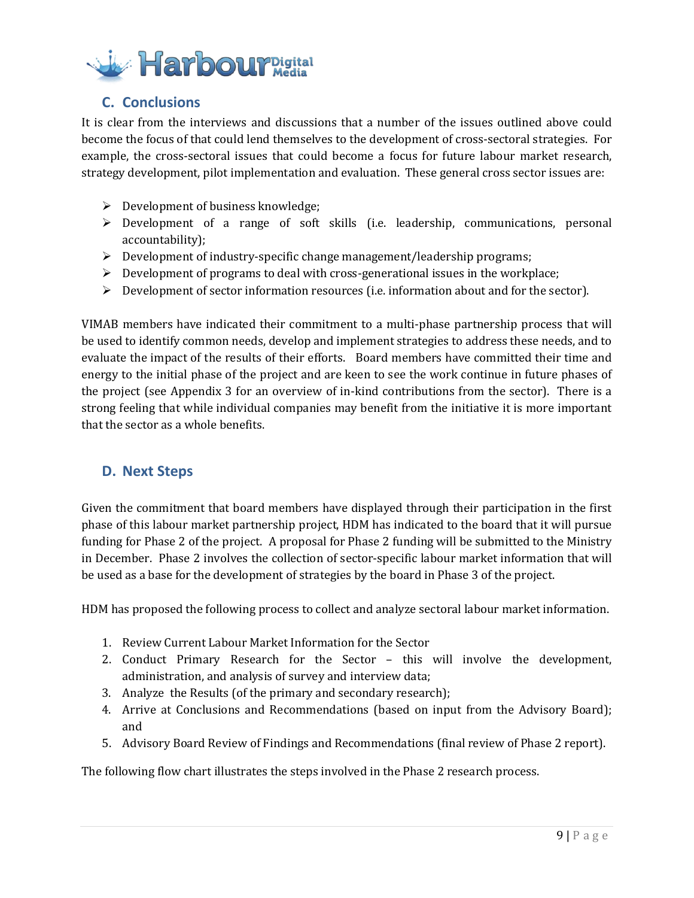## C. Conclusions

It is clear from the interviews and discussions that a number of the issues outlined above could become the focus of that could lend themselves to the development of cross-sectoral strategies. For example, the cross-sectoral issues that could become a focus for future labour market research, strategy development, pilot implementation and evaluation. These general cross sector issues are:

- Development of business knowledge;
- Development of a range of soft skills (i.e. leadership, communications, personal accountability);
- Development of industry-specific change management/leadership programs;
- Development of programs to deal with cross-generational issues in the workplace;
- Development of sector information resources (i.e. information about and for the sector).

VIMAB members have indicated their commitment to a multi-phase partnership process that will be used to identify common needs, develop and implement strategies to address these needs, and to evaluate the impact of the results of their efforts. Board members have committed their time and energy to the initial phase of the project and are keen to see the work continue in future phases of the project (see Appendix 3 for an overview of in-kind contributions from the sector). There is a strong feeling that while individual companies may benefit from the initiative it is more important that the sector as a whole benefits.

## D. Next Steps

Given the commitment that board members have displayed through their participation in the first phase of this labour market partnership project, HDM has indicated to the board that it will pursue funding for Phase 2 of the project. A proposal for Phase 2 funding will be submitted to the Ministry in December. Phase 2 involves the collection of sector-specific labour market information that will be used as a base for the development of strategies by the board in Phase 3 of the project.

HDM has proposed the following process to collect and analyze sectoral labour market information.

1. Review Current Labour Market Information for the Sector
2. Conduct Primary Research for the Sector – this will involve the development, administration, and analysis of survey and interview data;
3. Analyze the Results (of the primary and secondary research);
4. Arrive at Conclusions and Recommendations (based on input from the Advisory Board); and
5. Advisory Board Review of Findings and Recommendations (final review of Phase 2 report).

The following flow chart illustrates the steps involved in the Phase 2 research process.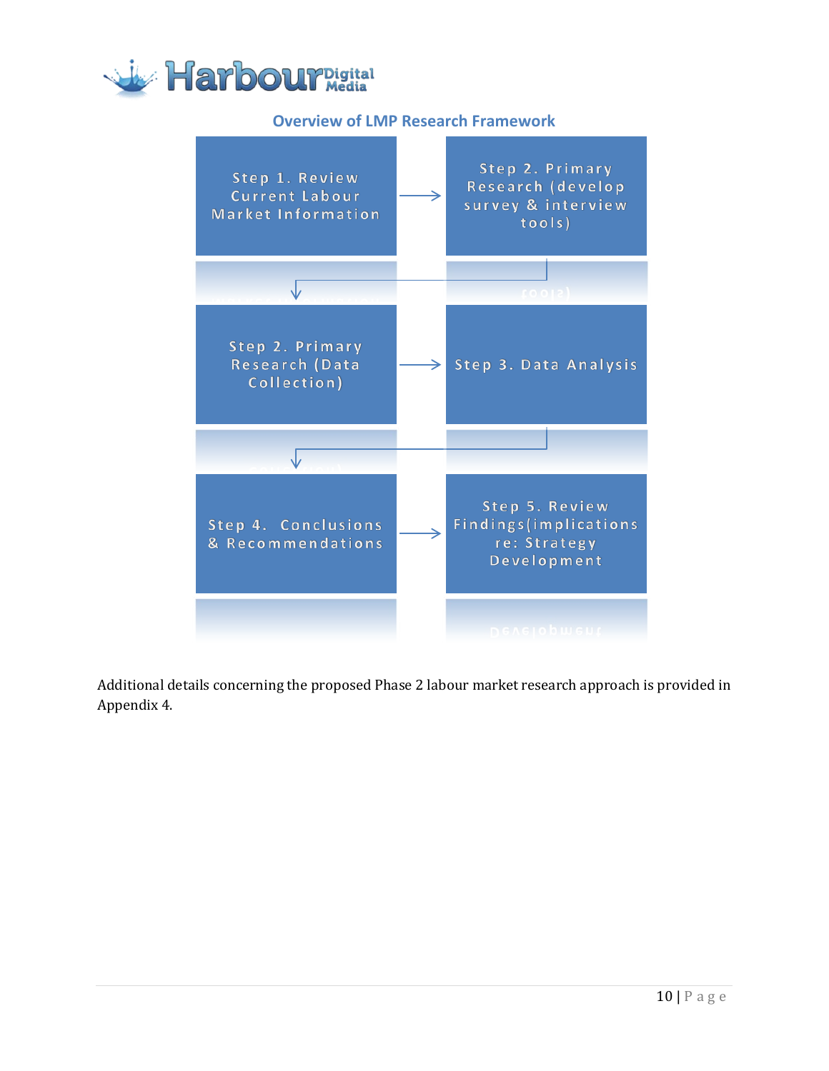### Overview of LMP Research Framework

Step 1. Review Current Labour Market Information → Step 2. Primary Research (develop survey & interview tools)

Step 2. Primary Research (Data Collection) → Step 3. Data Analysis

Step 4. Conclusions & Recommendations → Step 5. Review Findings(implications re: Strategy Development

Additional details concerning the proposed Phase 2 labour market research approach is provided in Appendix 4.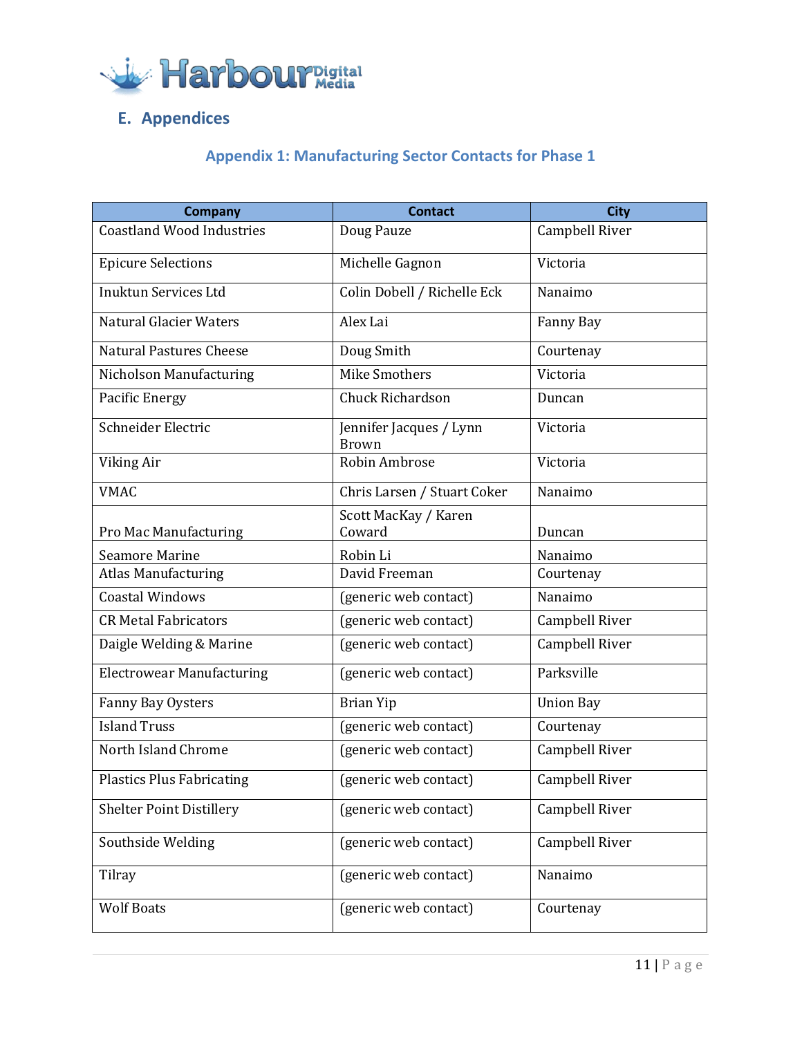## E. Appendices

### Appendix 1: Manufacturing Sector Contacts for Phase 1

| Company | Contact | City |
|---|---|---|
| Coastland Wood Industries | Doug Pauze | Campbell River |
| Epicure Selections | Michelle Gagnon | Victoria |
| Inuktun Services Ltd | Colin Dobell / Richelle Eck | Nanaimo |
| Natural Glacier Waters | Alex Lai | Fanny Bay |
| Natural Pastures Cheese | Doug Smith | Courtenay |
| Nicholson Manufacturing | Mike Smothers | Victoria |
| Pacific Energy | Chuck Richardson | Duncan |
| Schneider Electric | Jennifer Jacques / Lynn Brown | Victoria |
| Viking Air | Robin Ambrose | Victoria |
| VMAC | Chris Larsen / Stuart Coker | Nanaimo |
| Pro Mac Manufacturing | Scott MacKay / Karen Coward | Duncan |
| Seamore Marine | Robin Li | Nanaimo |
| Atlas Manufacturing | David Freeman | Courtenay |
| Coastal Windows | (generic web contact) | Nanaimo |
| CR Metal Fabricators | (generic web contact) | Campbell River |
| Daigle Welding & Marine | (generic web contact) | Campbell River |
| Electrowear Manufacturing | (generic web contact) | Parksville |
| Fanny Bay Oysters | Brian Yip | Union Bay |
| Island Truss | (generic web contact) | Courtenay |
| North Island Chrome | (generic web contact) | Campbell River |
| Plastics Plus Fabricating | (generic web contact) | Campbell River |
| Shelter Point Distillery | (generic web contact) | Campbell River |
| Southside Welding | (generic web contact) | Campbell River |
| Tilray | (generic web contact) | Nanaimo |
| Wolf Boats | (generic web contact) | Courtenay |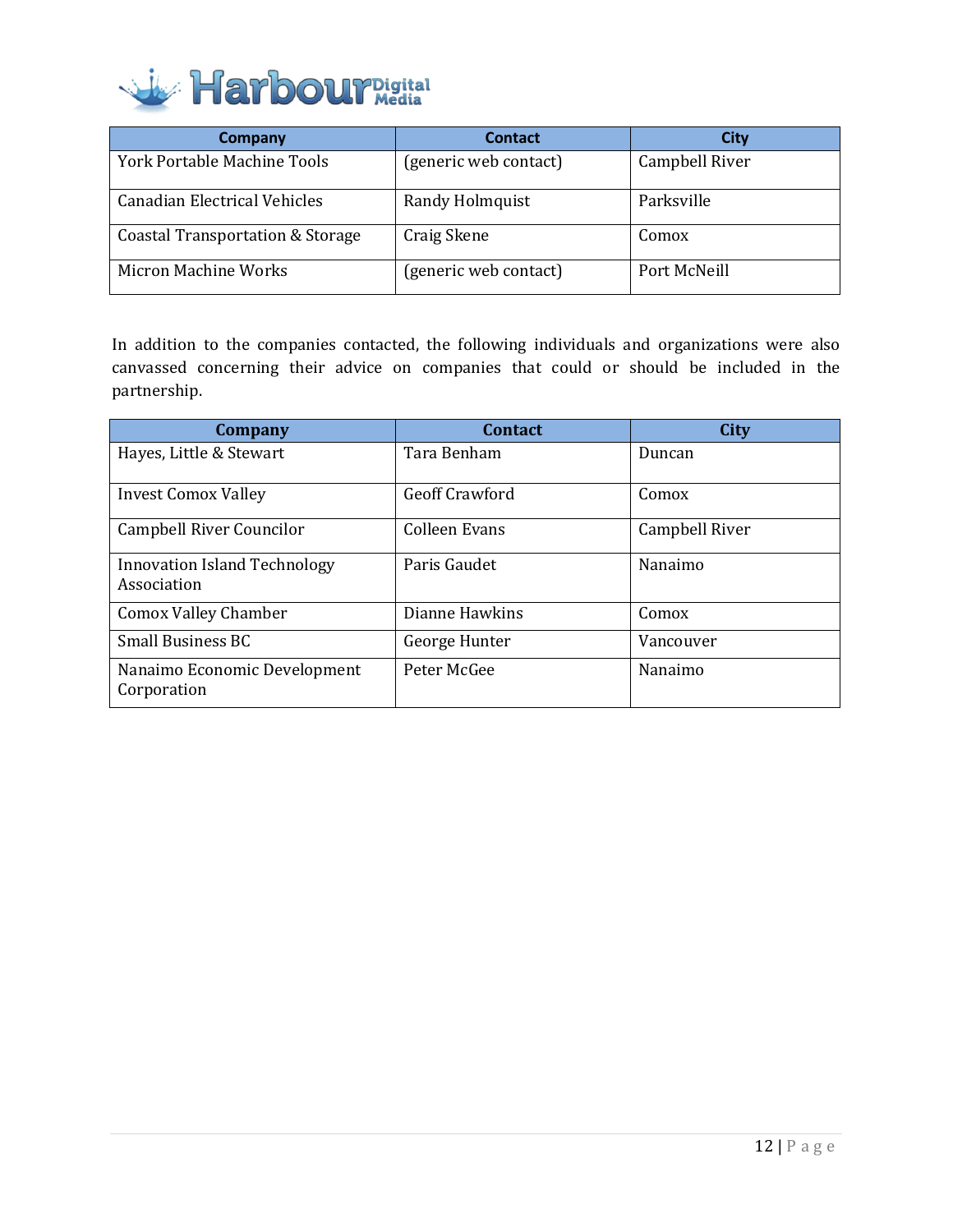| Company | Contact | City |
|---|---|---|
| York Portable Machine Tools | (generic web contact) | Campbell River |
| Canadian Electrical Vehicles | Randy Holmquist | Parksville |
| Coastal Transportation & Storage | Craig Skene | Comox |
| Micron Machine Works | (generic web contact) | Port McNeill |

In addition to the companies contacted, the following individuals and organizations were also canvassed concerning their advice on companies that could or should be included in the partnership.

| Company | Contact | City |
|---|---|---|
| Hayes, Little & Stewart | Tara Benham | Duncan |
| Invest Comox Valley | Geoff Crawford | Comox |
| Campbell River Councilor | Colleen Evans | Campbell River |
| Innovation Island Technology Association | Paris Gaudet | Nanaimo |
| Comox Valley Chamber | Dianne Hawkins | Comox |
| Small Business BC | George Hunter | Vancouver |
| Nanaimo Economic Development Corporation | Peter McGee | Nanaimo |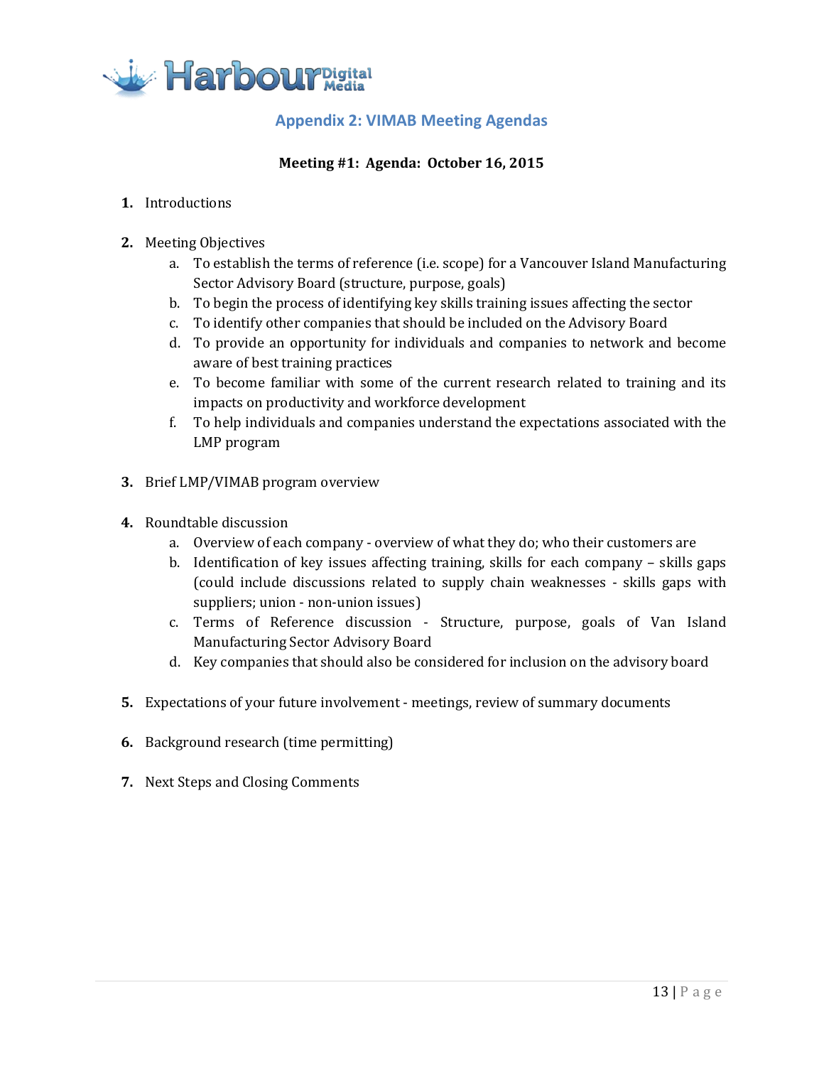## Appendix 2: VIMAB Meeting Agendas

**Meeting #1: Agenda: October 16, 2015**

1. Introductions

2. Meeting Objectives
   a. To establish the terms of reference (i.e. scope) for a Vancouver Island Manufacturing Sector Advisory Board (structure, purpose, goals)
   b. To begin the process of identifying key skills training issues affecting the sector
   c. To identify other companies that should be included on the Advisory Board
   d. To provide an opportunity for individuals and companies to network and become aware of best training practices
   e. To become familiar with some of the current research related to training and its impacts on productivity and workforce development
   f. To help individuals and companies understand the expectations associated with the LMP program

3. Brief LMP/VIMAB program overview

4. Roundtable discussion
   a. Overview of each company - overview of what they do; who their customers are
   b. Identification of key issues affecting training, skills for each company – skills gaps (could include discussions related to supply chain weaknesses - skills gaps with suppliers; union - non-union issues)
   c. Terms of Reference discussion - Structure, purpose, goals of Van Island Manufacturing Sector Advisory Board
   d. Key companies that should also be considered for inclusion on the advisory board

5. Expectations of your future involvement - meetings, review of summary documents

6. Background research (time permitting)

7. Next Steps and Closing Comments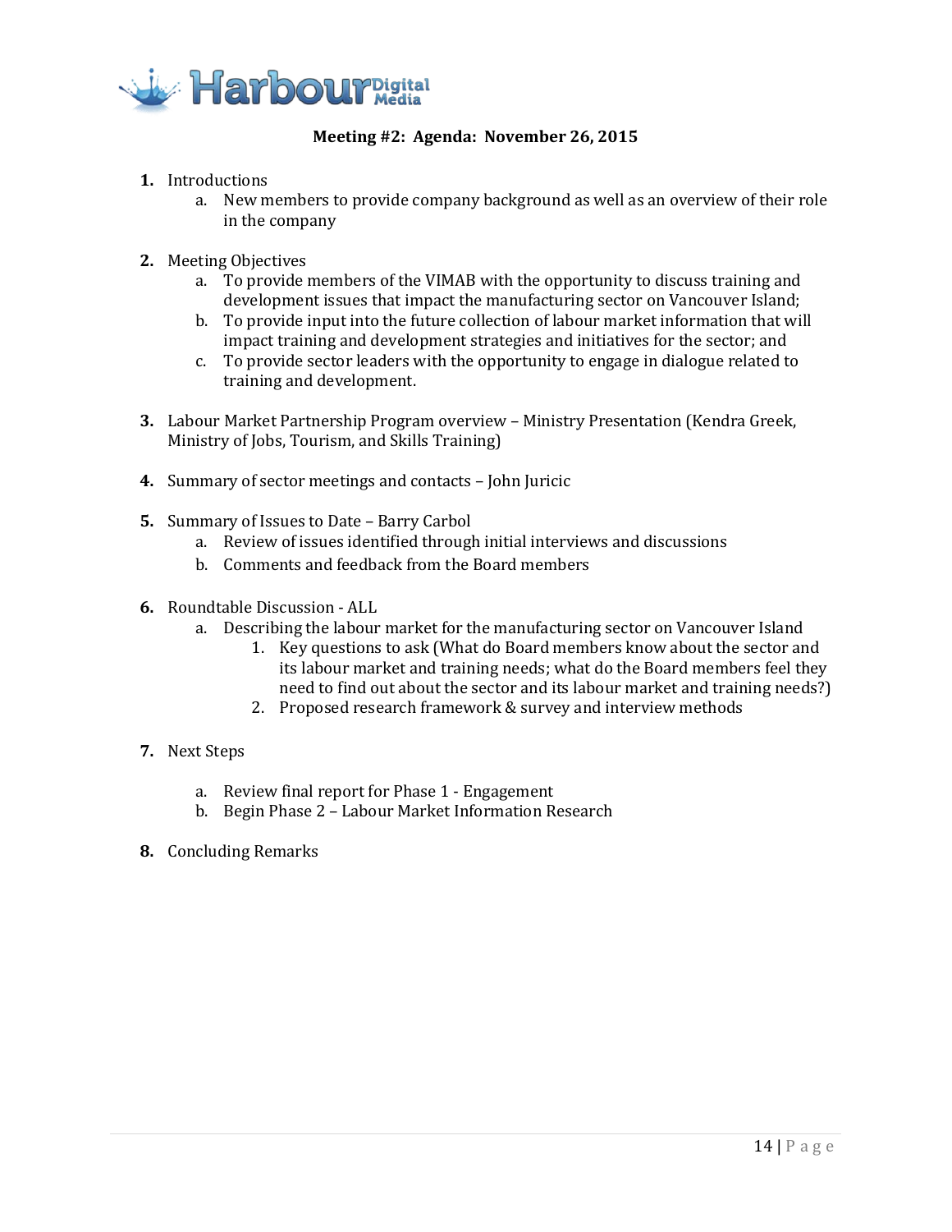**Meeting #2: Agenda: November 26, 2015**

1. Introductions
    a. New members to provide company background as well as an overview of their role in the company

2. Meeting Objectives
    a. To provide members of the VIMAB with the opportunity to discuss training and development issues that impact the manufacturing sector on Vancouver Island;
    b. To provide input into the future collection of labour market information that will impact training and development strategies and initiatives for the sector; and
    c. To provide sector leaders with the opportunity to engage in dialogue related to training and development.

3. Labour Market Partnership Program overview – Ministry Presentation (Kendra Greek, Ministry of Jobs, Tourism, and Skills Training)

4. Summary of sector meetings and contacts – John Juricic

5. Summary of Issues to Date – Barry Carbol
    a. Review of issues identified through initial interviews and discussions
    b. Comments and feedback from the Board members

6. Roundtable Discussion - ALL
    a. Describing the labour market for the manufacturing sector on Vancouver Island
        1. Key questions to ask (What do Board members know about the sector and its labour market and training needs; what do the Board members feel they need to find out about the sector and its labour market and training needs?)
        2. Proposed research framework & survey and interview methods

7. Next Steps
    a. Review final report for Phase 1 - Engagement
    b. Begin Phase 2 – Labour Market Information Research

8. Concluding Remarks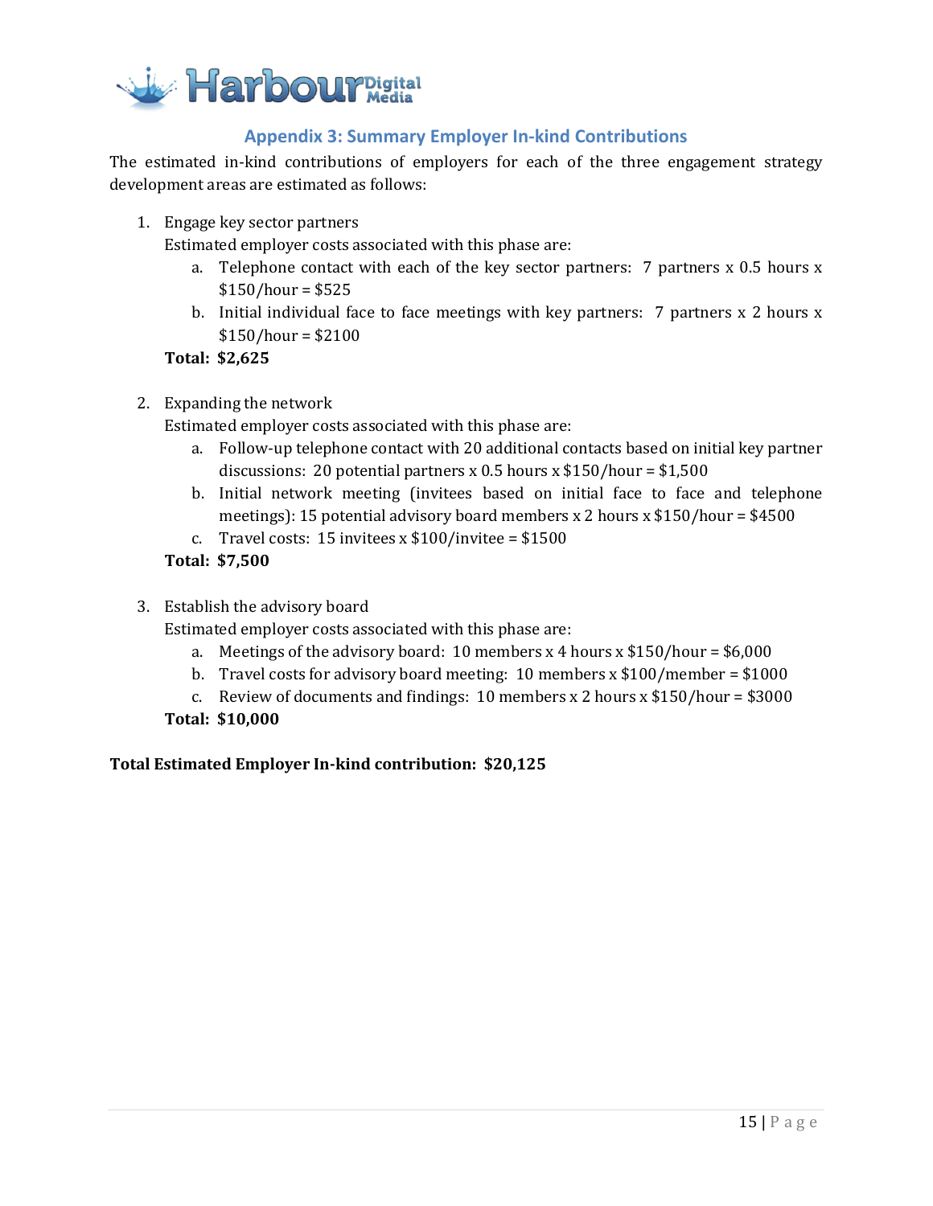## Appendix 3: Summary Employer In-kind Contributions

The estimated in-kind contributions of employers for each of the three engagement strategy development areas are estimated as follows:

1. Engage key sector partners
   Estimated employer costs associated with this phase are:
   a. Telephone contact with each of the key sector partners: 7 partners x 0.5 hours x $150/hour = $525
   b. Initial individual face to face meetings with key partners: 7 partners x 2 hours x $150/hour = $2100

   **Total: $2,625**

2. Expanding the network
   Estimated employer costs associated with this phase are:
   a. Follow-up telephone contact with 20 additional contacts based on initial key partner discussions: 20 potential partners x 0.5 hours x $150/hour = $1,500
   b. Initial network meeting (invitees based on initial face to face and telephone meetings): 15 potential advisory board members x 2 hours x $150/hour = $4500
   c. Travel costs: 15 invitees x $100/invitee = $1500

   **Total: $7,500**

3. Establish the advisory board
   Estimated employer costs associated with this phase are:
   a. Meetings of the advisory board: 10 members x 4 hours x $150/hour = $6,000
   b. Travel costs for advisory board meeting: 10 members x $100/member = $1000
   c. Review of documents and findings: 10 members x 2 hours x $150/hour = $3000

   **Total: $10,000**

**Total Estimated Employer In-kind contribution: $20,125**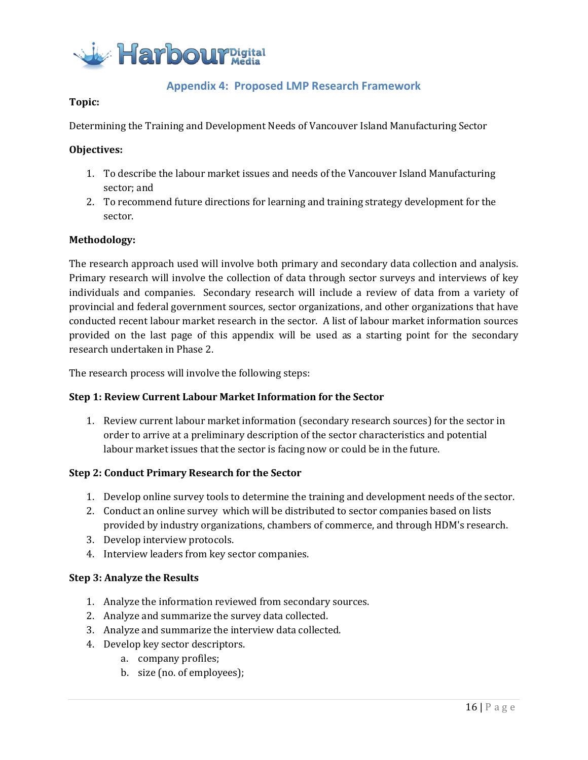## Appendix 4: Proposed LMP Research Framework

**Topic:**

Determining the Training and Development Needs of Vancouver Island Manufacturing Sector

**Objectives:**

1. To describe the labour market issues and needs of the Vancouver Island Manufacturing sector; and
2. To recommend future directions for learning and training strategy development for the sector.

**Methodology:**

The research approach used will involve both primary and secondary data collection and analysis. Primary research will involve the collection of data through sector surveys and interviews of key individuals and companies. Secondary research will include a review of data from a variety of provincial and federal government sources, sector organizations, and other organizations that have conducted recent labour market research in the sector. A list of labour market information sources provided on the last page of this appendix will be used as a starting point for the secondary research undertaken in Phase 2.

The research process will involve the following steps:

**Step 1: Review Current Labour Market Information for the Sector**

1. Review current labour market information (secondary research sources) for the sector in order to arrive at a preliminary description of the sector characteristics and potential labour market issues that the sector is facing now or could be in the future.

**Step 2: Conduct Primary Research for the Sector**

1. Develop online survey tools to determine the training and development needs of the sector.
2. Conduct an online survey which will be distributed to sector companies based on lists provided by industry organizations, chambers of commerce, and through HDM's research.
3. Develop interview protocols.
4. Interview leaders from key sector companies.

**Step 3: Analyze the Results**

1. Analyze the information reviewed from secondary sources.
2. Analyze and summarize the survey data collected.
3. Analyze and summarize the interview data collected.
4. Develop key sector descriptors.
   a. company profiles;
   b. size (no. of employees);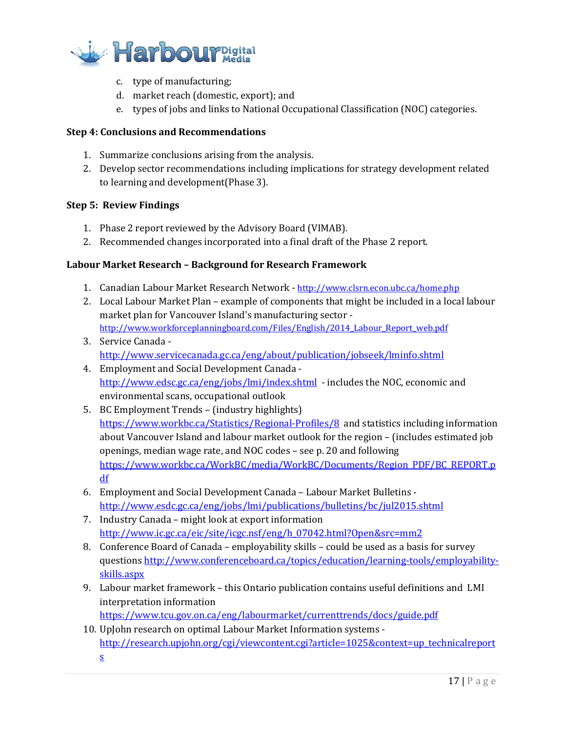c. type of manufacturing;
d. market reach (domestic, export); and
e. types of jobs and links to National Occupational Classification (NOC) categories.

**Step 4: Conclusions and Recommendations**

1. Summarize conclusions arising from the analysis.
2. Develop sector recommendations including implications for strategy development related to learning and development(Phase 3).

**Step 5: Review Findings**

1. Phase 2 report reviewed by the Advisory Board (VIMAB).
2. Recommended changes incorporated into a final draft of the Phase 2 report.

**Labour Market Research – Background for Research Framework**

1. Canadian Labour Market Research Network - http://www.clsrn.econ.ubc.ca/home.php
2. Local Labour Market Plan – example of components that might be included in a local labour market plan for Vancouver Island's manufacturing sector - http://www.workforceplanningboard.com/Files/English/2014_Labour_Report_web.pdf
3. Service Canada - http://www.servicecanada.gc.ca/eng/about/publication/jobseek/lminfo.shtml
4. Employment and Social Development Canada - http://www.edsc.gc.ca/eng/jobs/lmi/index.shtml - includes the NOC, economic and environmental scans, occupational outlook
5. BC Employment Trends – (industry highlights) https://www.workbc.ca/Statistics/Regional-Profiles/8 and statistics including information about Vancouver Island and labour market outlook for the region – (includes estimated job openings, median wage rate, and NOC codes – see p. 20 and following https://www.workbc.ca/WorkBC/media/WorkBC/Documents/Region_PDF/BC_REPORT.pdf
6. Employment and Social Development Canada – Labour Market Bulletins - http://www.esdc.gc.ca/eng/jobs/lmi/publications/bulletins/bc/jul2015.shtml
7. Industry Canada – might look at export information http://www.ic.gc.ca/eic/site/icgc.nsf/eng/h_07042.html?Open&src=mm2
8. Conference Board of Canada – employability skills – could be used as a basis for survey questions http://www.conferenceboard.ca/topics/education/learning-tools/employability-skills.aspx
9. Labour market framework – this Ontario publication contains useful definitions and LMI interpretation information https://www.tcu.gov.on.ca/eng/labourmarket/currenttrends/docs/guide.pdf
10. UpJohn research on optimal Labour Market Information systems - http://research.upjohn.org/cgi/viewcontent.cgi?article=1025&context=up_technicalreports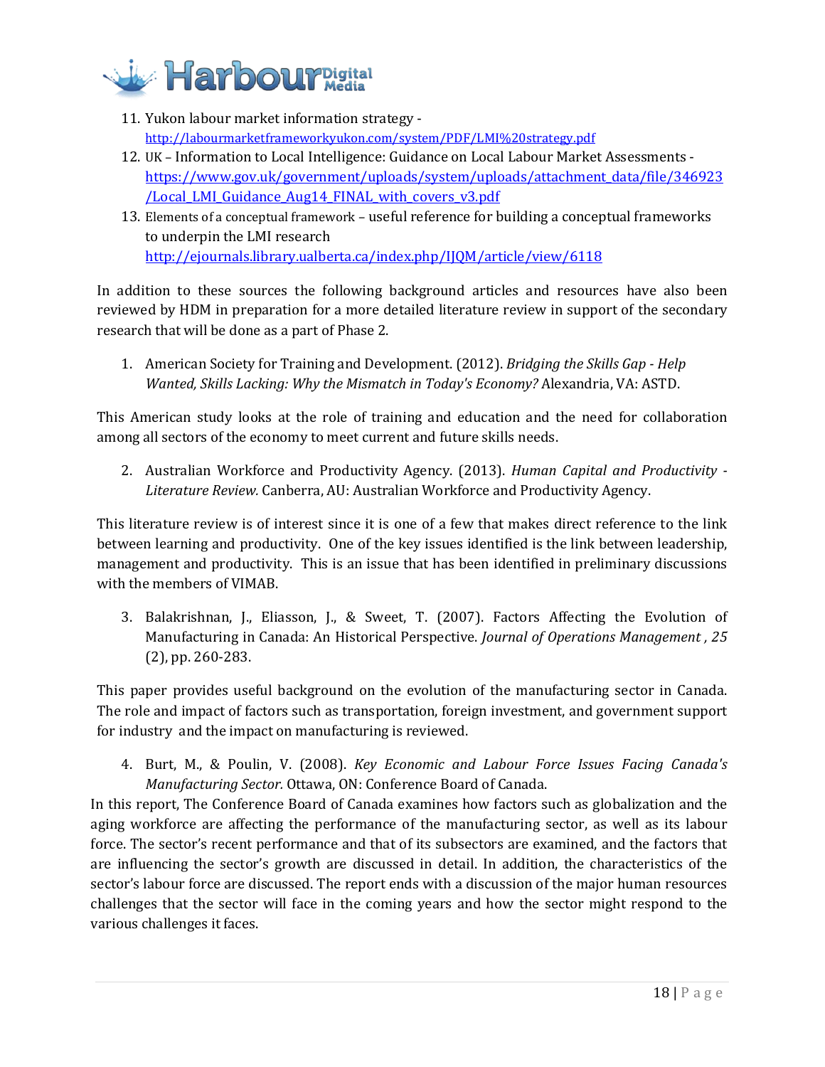11. Yukon labour market information strategy - http://labourmarketframeworkyukon.com/system/PDF/LMI%20strategy.pdf
12. UK – Information to Local Intelligence: Guidance on Local Labour Market Assessments - https://www.gov.uk/government/uploads/system/uploads/attachment_data/file/346923/Local_LMI_Guidance_Aug14_FINAL_with_covers_v3.pdf
13. Elements of a conceptual framework – useful reference for building a conceptual frameworks to underpin the LMI research http://ejournals.library.ualberta.ca/index.php/IJQM/article/view/6118

In addition to these sources the following background articles and resources have also been reviewed by HDM in preparation for a more detailed literature review in support of the secondary research that will be done as a part of Phase 2.

1. American Society for Training and Development. (2012). *Bridging the Skills Gap - Help Wanted, Skills Lacking: Why the Mismatch in Today's Economy?* Alexandria, VA: ASTD.

This American study looks at the role of training and education and the need for collaboration among all sectors of the economy to meet current and future skills needs.

2. Australian Workforce and Productivity Agency. (2013). *Human Capital and Productivity - Literature Review.* Canberra, AU: Australian Workforce and Productivity Agency.

This literature review is of interest since it is one of a few that makes direct reference to the link between learning and productivity. One of the key issues identified is the link between leadership, management and productivity. This is an issue that has been identified in preliminary discussions with the members of VIMAB.

3. Balakrishnan, J., Eliasson, J., & Sweet, T. (2007). Factors Affecting the Evolution of Manufacturing in Canada: An Historical Perspective. *Journal of Operations Management , 25* (2), pp. 260-283.

This paper provides useful background on the evolution of the manufacturing sector in Canada. The role and impact of factors such as transportation, foreign investment, and government support for industry and the impact on manufacturing is reviewed.

4. Burt, M., & Poulin, V. (2008). *Key Economic and Labour Force Issues Facing Canada's Manufacturing Sector.* Ottawa, ON: Conference Board of Canada.

In this report, The Conference Board of Canada examines how factors such as globalization and the aging workforce are affecting the performance of the manufacturing sector, as well as its labour force. The sector's recent performance and that of its subsectors are examined, and the factors that are influencing the sector's growth are discussed in detail. In addition, the characteristics of the sector's labour force are discussed. The report ends with a discussion of the major human resources challenges that the sector will face in the coming years and how the sector might respond to the various challenges it faces.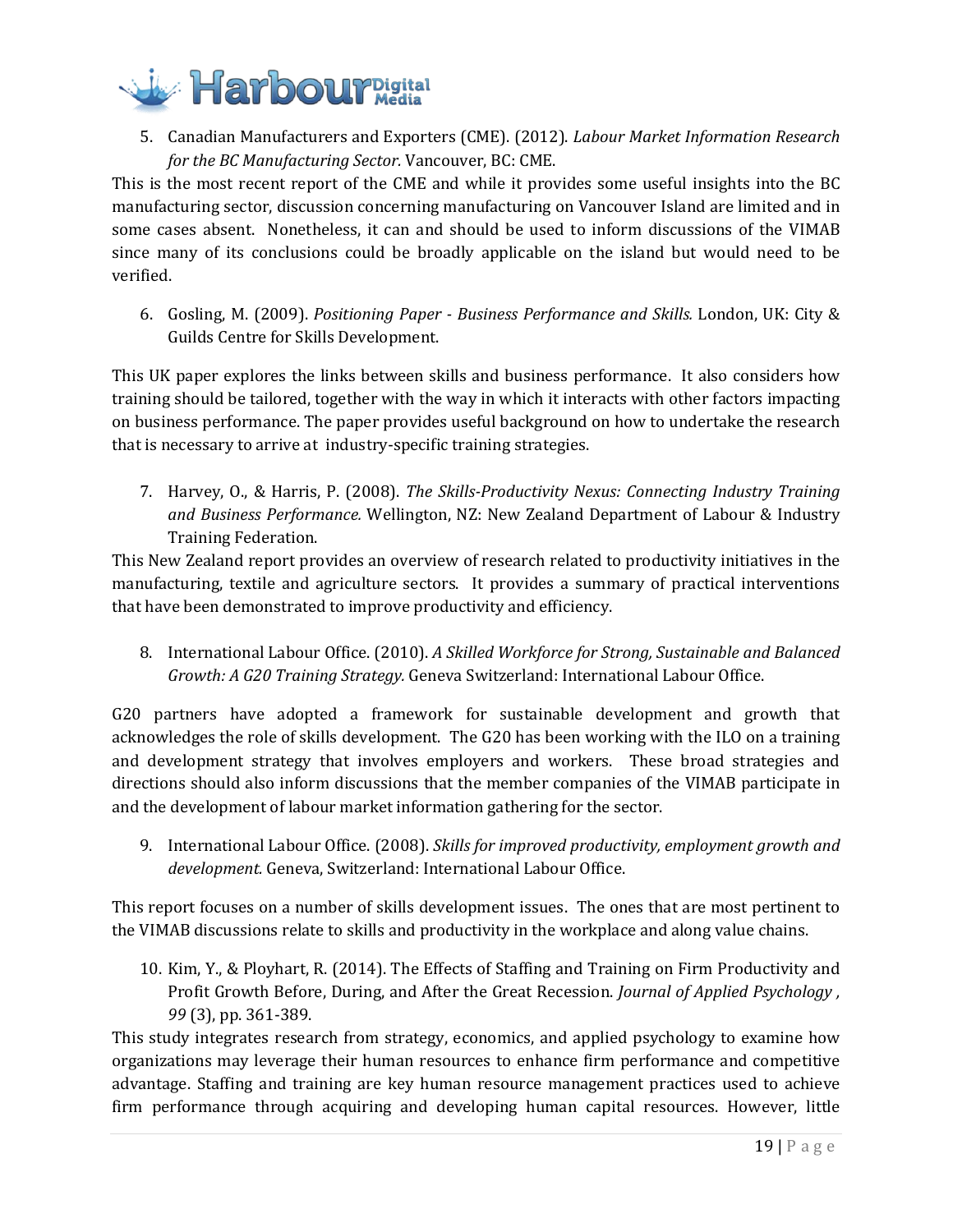5. Canadian Manufacturers and Exporters (CME). (2012). *Labour Market Information Research for the BC Manufacturing Sector.* Vancouver, BC: CME.

This is the most recent report of the CME and while it provides some useful insights into the BC manufacturing sector, discussion concerning manufacturing on Vancouver Island are limited and in some cases absent. Nonetheless, it can and should be used to inform discussions of the VIMAB since many of its conclusions could be broadly applicable on the island but would need to be verified.

6. Gosling, M. (2009). *Positioning Paper - Business Performance and Skills.* London, UK: City & Guilds Centre for Skills Development.

This UK paper explores the links between skills and business performance. It also considers how training should be tailored, together with the way in which it interacts with other factors impacting on business performance. The paper provides useful background on how to undertake the research that is necessary to arrive at industry-specific training strategies.

7. Harvey, O., & Harris, P. (2008). *The Skills-Productivity Nexus: Connecting Industry Training and Business Performance.* Wellington, NZ: New Zealand Department of Labour & Industry Training Federation.

This New Zealand report provides an overview of research related to productivity initiatives in the manufacturing, textile and agriculture sectors. It provides a summary of practical interventions that have been demonstrated to improve productivity and efficiency.

8. International Labour Office. (2010). *A Skilled Workforce for Strong, Sustainable and Balanced Growth: A G20 Training Strategy.* Geneva Switzerland: International Labour Office.

G20 partners have adopted a framework for sustainable development and growth that acknowledges the role of skills development. The G20 has been working with the ILO on a training and development strategy that involves employers and workers. These broad strategies and directions should also inform discussions that the member companies of the VIMAB participate in and the development of labour market information gathering for the sector.

9. International Labour Office. (2008). *Skills for improved productivity, employment growth and development.* Geneva, Switzerland: International Labour Office.

This report focuses on a number of skills development issues. The ones that are most pertinent to the VIMAB discussions relate to skills and productivity in the workplace and along value chains.

10. Kim, Y., & Ployhart, R. (2014). The Effects of Staffing and Training on Firm Productivity and Profit Growth Before, During, and After the Great Recession. *Journal of Applied Psychology , 99* (3), pp. 361-389.

This study integrates research from strategy, economics, and applied psychology to examine how organizations may leverage their human resources to enhance firm performance and competitive advantage. Staffing and training are key human resource management practices used to achieve firm performance through acquiring and developing human capital resources. However, little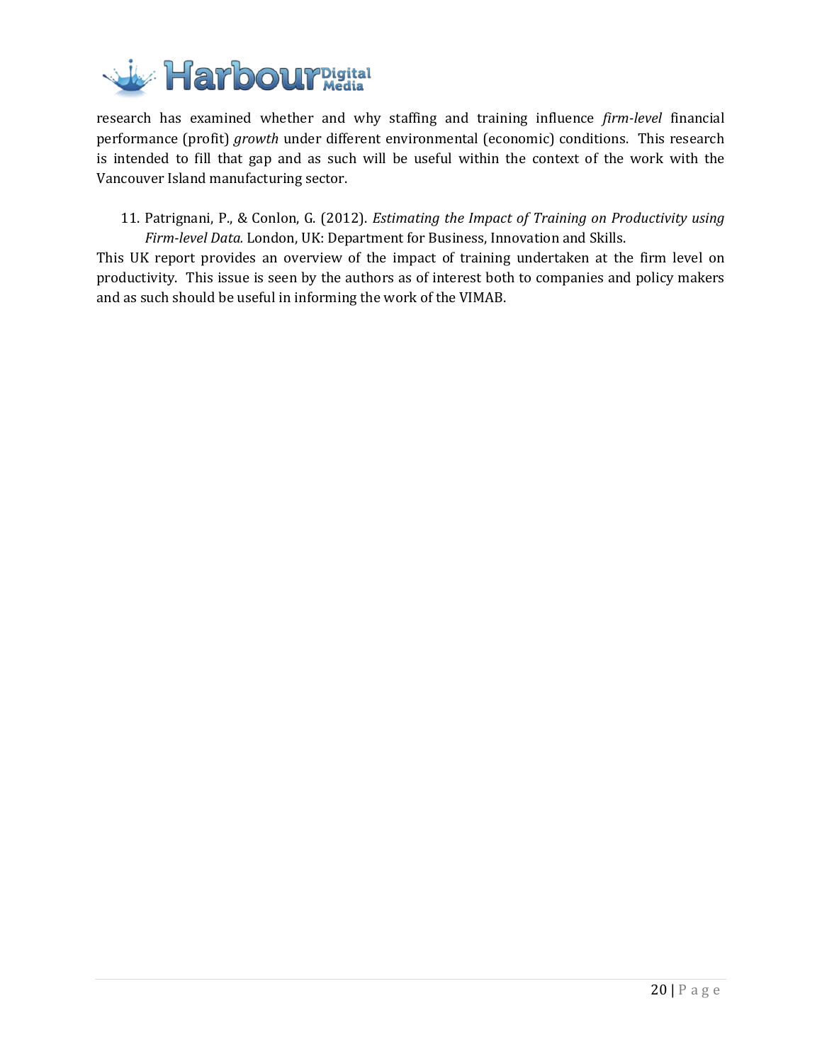research has examined whether and why staffing and training influence *firm-level* financial performance (profit) *growth* under different environmental (economic) conditions. This research is intended to fill that gap and as such will be useful within the context of the work with the Vancouver Island manufacturing sector.

11. Patrignani, P., & Conlon, G. (2012). *Estimating the Impact of Training on Productivity using Firm-level Data.* London, UK: Department for Business, Innovation and Skills.

This UK report provides an overview of the impact of training undertaken at the firm level on productivity. This issue is seen by the authors as of interest both to companies and policy makers and as such should be useful in informing the work of the VIMAB.